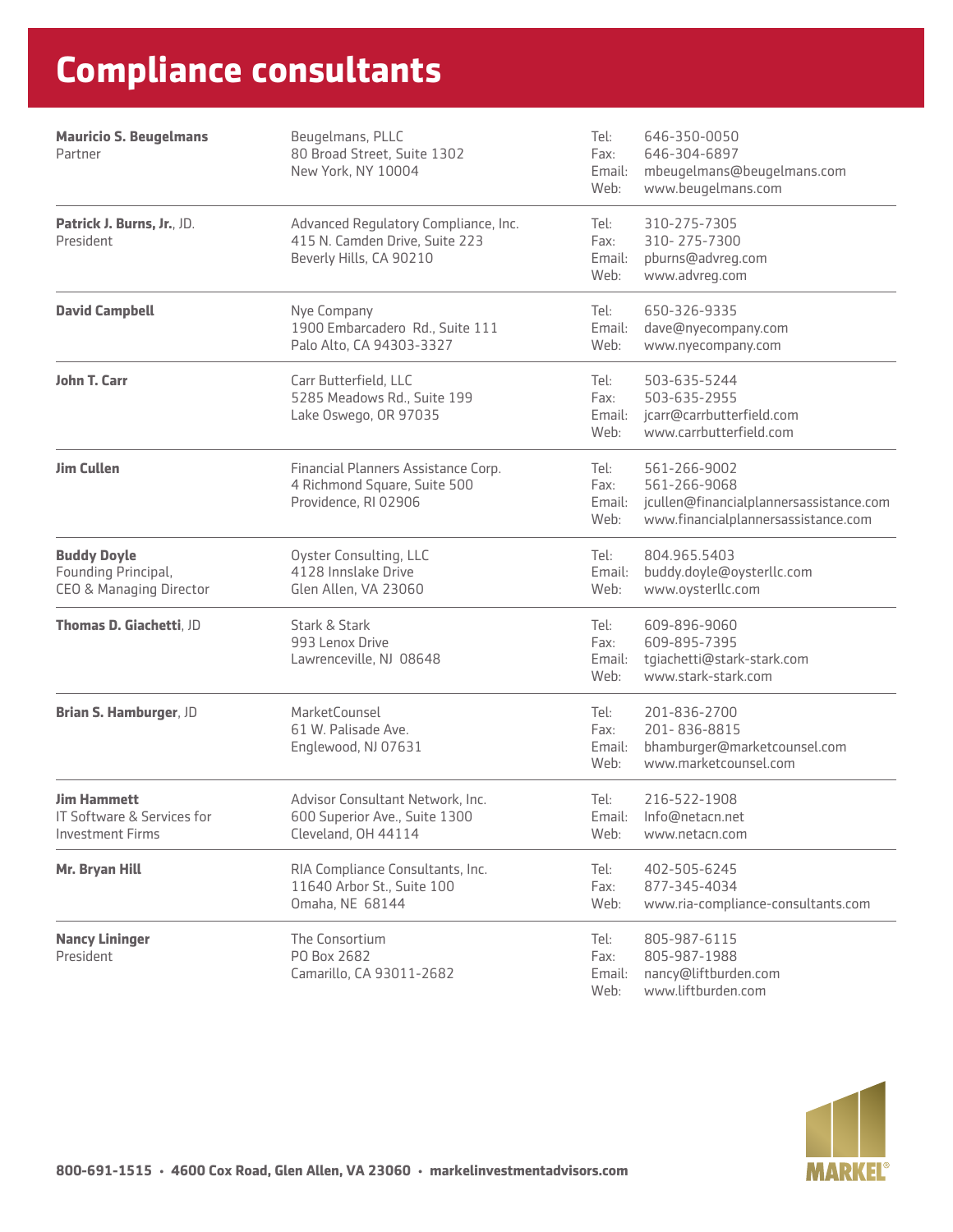# Compliance consultants

| | | |
|---|---|---|
| **Mauricio S. Beugelmans**<br>Partner | Beugelmans, PLLC<br>80 Broad Street, Suite 1302<br>New York, NY 10004 | Tel: 646-350-0050<br>Fax: 646-304-6897<br>Email: mbeugelmans@beugelmans.com<br>Web: www.beugelmans.com |
| **Patrick J. Burns, Jr.**, JD.<br>President | Advanced Regulatory Compliance, Inc.<br>415 N. Camden Drive, Suite 223<br>Beverly Hills, CA 90210 | Tel: 310-275-7305<br>Fax: 310- 275-7300<br>Email: pburns@advreg.com<br>Web: www.advreg.com |
| **David Campbell** | Nye Company<br>1900 Embarcadero Rd., Suite 111<br>Palo Alto, CA 94303-3327 | Tel: 650-326-9335<br>Email: dave@nyecompany.com<br>Web: www.nyecompany.com |
| **John T. Carr** | Carr Butterfield, LLC<br>5285 Meadows Rd., Suite 199<br>Lake Oswego, OR 97035 | Tel: 503-635-5244<br>Fax: 503-635-2955<br>Email: jcarr@carrbutterfield.com<br>Web: www.carrbutterfield.com |
| **Jim Cullen** | Financial Planners Assistance Corp.<br>4 Richmond Square, Suite 500<br>Providence, RI 02906 | Tel: 561-266-9002<br>Fax: 561-266-9068<br>Email: jcullen@financialplannersassistance.com<br>Web: www.financialplannersassistance.com |
| **Buddy Doyle**<br>Founding Principal,<br>CEO & Managing Director | Oyster Consulting, LLC<br>4128 Innslake Drive<br>Glen Allen, VA 23060 | Tel: 804.965.5403<br>Email: buddy.doyle@oysterllc.com<br>Web: www.oysterllc.com |
| **Thomas D. Giachetti**, JD | Stark & Stark<br>993 Lenox Drive<br>Lawrenceville, NJ 08648 | Tel: 609-896-9060<br>Fax: 609-895-7395<br>Email: tgiachetti@stark-stark.com<br>Web: www.stark-stark.com |
| **Brian S. Hamburger**, JD | MarketCounsel<br>61 W. Palisade Ave.<br>Englewood, NJ 07631 | Tel: 201-836-2700<br>Fax: 201- 836-8815<br>Email: bhamburger@marketcounsel.com<br>Web: www.marketcounsel.com |
| **Jim Hammett**<br>IT Software & Services for Investment Firms | Advisor Consultant Network, Inc.<br>600 Superior Ave., Suite 1300<br>Cleveland, OH 44114 | Tel: 216-522-1908<br>Email: Info@netacn.net<br>Web: www.netacn.com |
| **Mr. Bryan Hill** | RIA Compliance Consultants, Inc.<br>11640 Arbor St., Suite 100<br>Omaha, NE 68144 | Tel: 402-505-6245<br>Fax: 877-345-4034<br>Web: www.ria-compliance-consultants.com |
| **Nancy Lininger**<br>President | The Consortium<br>PO Box 2682<br>Camarillo, CA 93011-2682 | Tel: 805-987-6115<br>Fax: 805-987-1988<br>Email: nancy@liftburden.com<br>Web: www.liftburden.com |

**800-691-1515 • 4600 Cox Road, Glen Allen, VA 23060 • markelinvestmentadvisors.com**

MARKEL®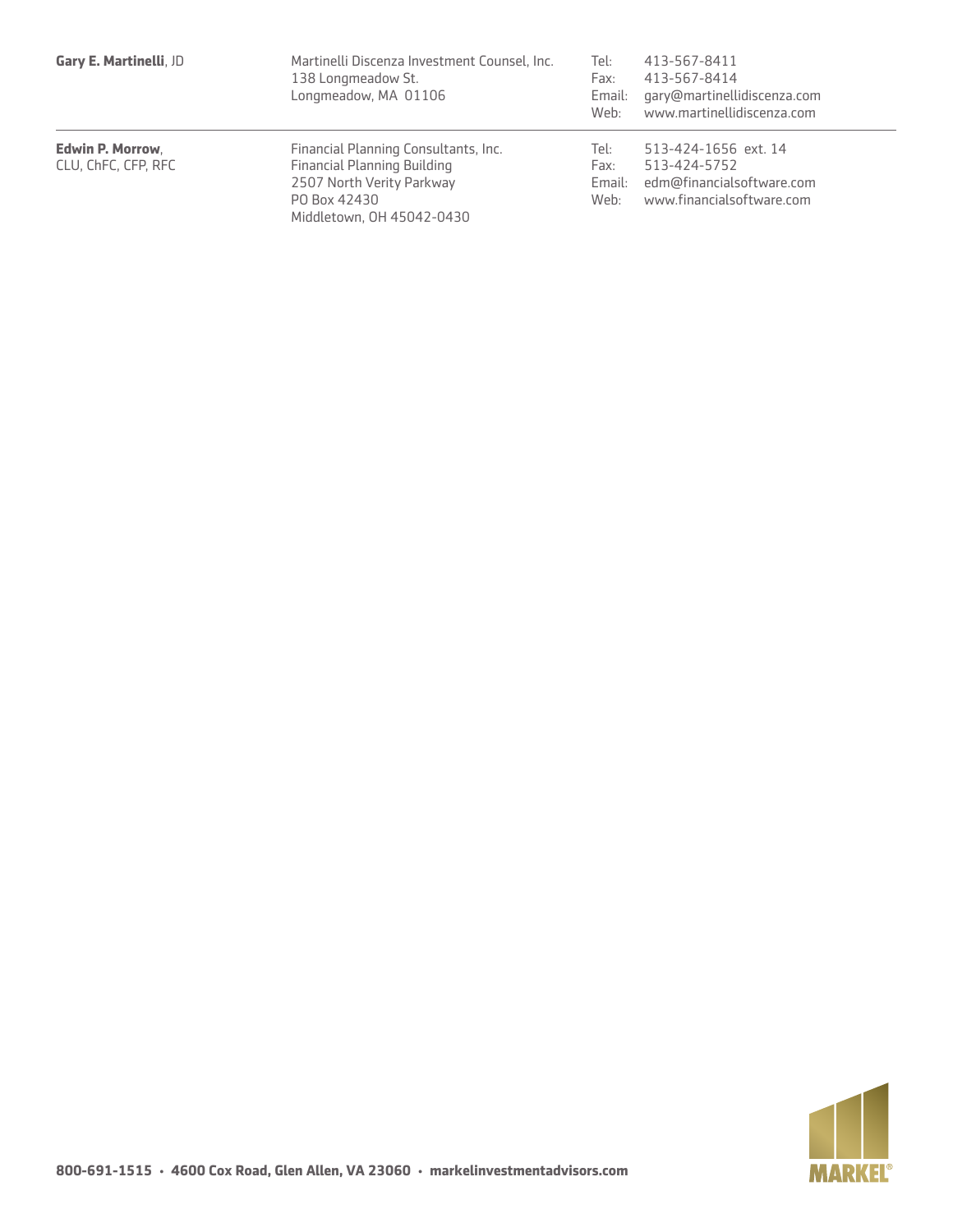| | | | |
|---|---|---|---|
| **Gary E. Martinelli**, JD | Martinelli Discenza Investment Counsel, Inc.<br>138 Longmeadow St.<br>Longmeadow, MA 01106 | Tel:<br>Fax:<br>Email:<br>Web: | 413-567-8411<br>413-567-8414<br>gary@martinellidiscenza.com<br>www.martinellidiscenza.com |
| **Edwin P. Morrow**,<br>CLU, ChFC, CFP, RFC | Financial Planning Consultants, Inc.<br>Financial Planning Building<br>2507 North Verity Parkway<br>PO Box 42430<br>Middletown, OH 45042-0430 | Tel:<br>Fax:<br>Email:<br>Web: | 513-424-1656 ext. 14<br>513-424-5752<br>edm@financialsoftware.com<br>www.financialsoftware.com |

**800-691-1515 • 4600 Cox Road, Glen Allen, VA 23060 • markelinvestmentadvisors.com**

MARKEL®